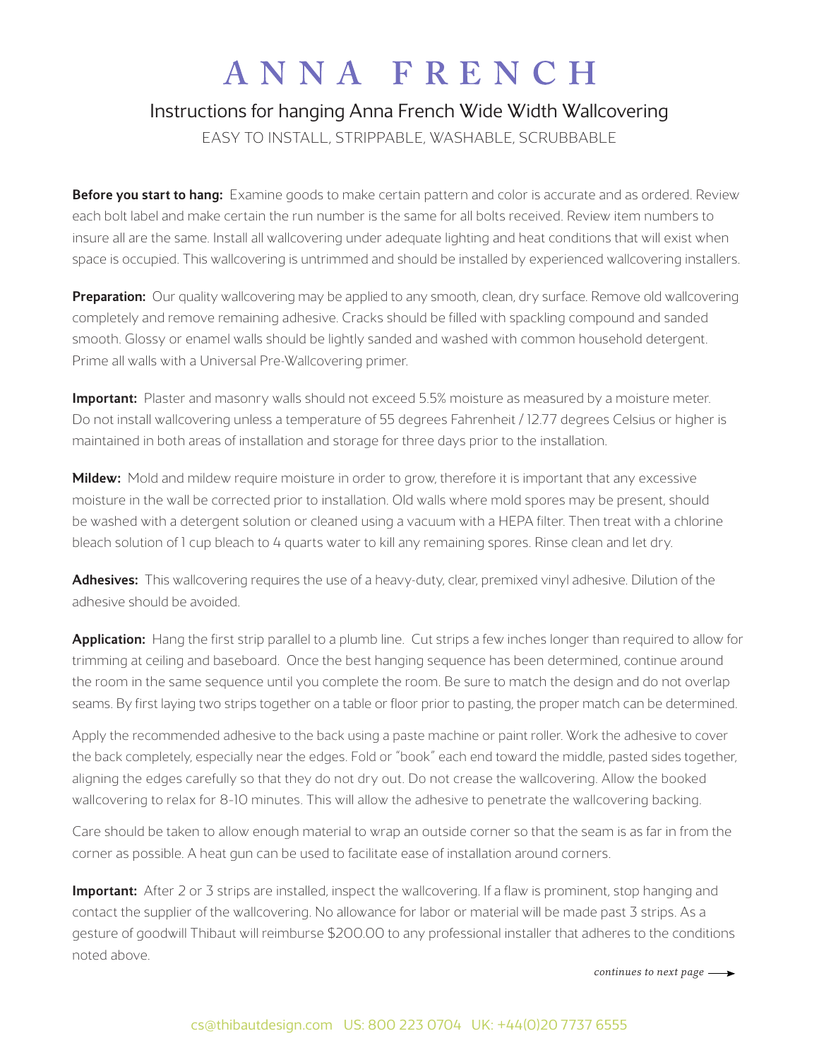# ANNA FRENCH

## Instructions for hanging Anna French Wide Width Wallcovering

EASY TO INSTALL, STRIPPABLE, WASHABLE, SCRUBBABLE

**Before you start to hang:** Examine goods to make certain pattern and color is accurate and as ordered. Review each bolt label and make certain the run number is the same for all bolts received. Review item numbers to insure all are the same. Install all wallcovering under adequate lighting and heat conditions that will exist when space is occupied. This wallcovering is untrimmed and should be installed by experienced wallcovering installers.

**Preparation:** Our quality wallcovering may be applied to any smooth, clean, dry surface. Remove old wallcovering completely and remove remaining adhesive. Cracks should be filled with spackling compound and sanded smooth. Glossy or enamel walls should be lightly sanded and washed with common household detergent. Prime all walls with a Universal Pre-Wallcovering primer.

**Important:** Plaster and masonry walls should not exceed 5.5% moisture as measured by a moisture meter. Do not install wallcovering unless a temperature of 55 degrees Fahrenheit / 12.77 degrees Celsius or higher is maintained in both areas of installation and storage for three days prior to the installation.

**Mildew:** Mold and mildew require moisture in order to grow, therefore it is important that any excessive moisture in the wall be corrected prior to installation. Old walls where mold spores may be present, should be washed with a detergent solution or cleaned using a vacuum with a HEPA filter. Then treat with a chlorine bleach solution of 1 cup bleach to 4 quarts water to kill any remaining spores. Rinse clean and let dry.

**Adhesives:** This wallcovering requires the use of a heavy-duty, clear, premixed vinyl adhesive. Dilution of the adhesive should be avoided.

**Application:** Hang the first strip parallel to a plumb line. Cut strips a few inches longer than required to allow for trimming at ceiling and baseboard. Once the best hanging sequence has been determined, continue around the room in the same sequence until you complete the room. Be sure to match the design and do not overlap seams. By first laying two strips together on a table or floor prior to pasting, the proper match can be determined.

Apply the recommended adhesive to the back using a paste machine or paint roller. Work the adhesive to cover the back completely, especially near the edges. Fold or "book" each end toward the middle, pasted sides together, aligning the edges carefully so that they do not dry out. Do not crease the wallcovering. Allow the booked wallcovering to relax for 8-10 minutes. This will allow the adhesive to penetrate the wallcovering backing.

Care should be taken to allow enough material to wrap an outside corner so that the seam is as far in from the corner as possible. A heat gun can be used to facilitate ease of installation around corners.

**Important:** After 2 or 3 strips are installed, inspect the wallcovering. If a flaw is prominent, stop hanging and contact the supplier of the wallcovering. No allowance for labor or material will be made past 3 strips. As a gesture of goodwill Thibaut will reimburse $200.00 to any professional installer that adheres to the conditions noted above.

*continues to next page* →

cs@thibautdesign.com US: 800 223 0704 UK: +44(0)20 7737 6555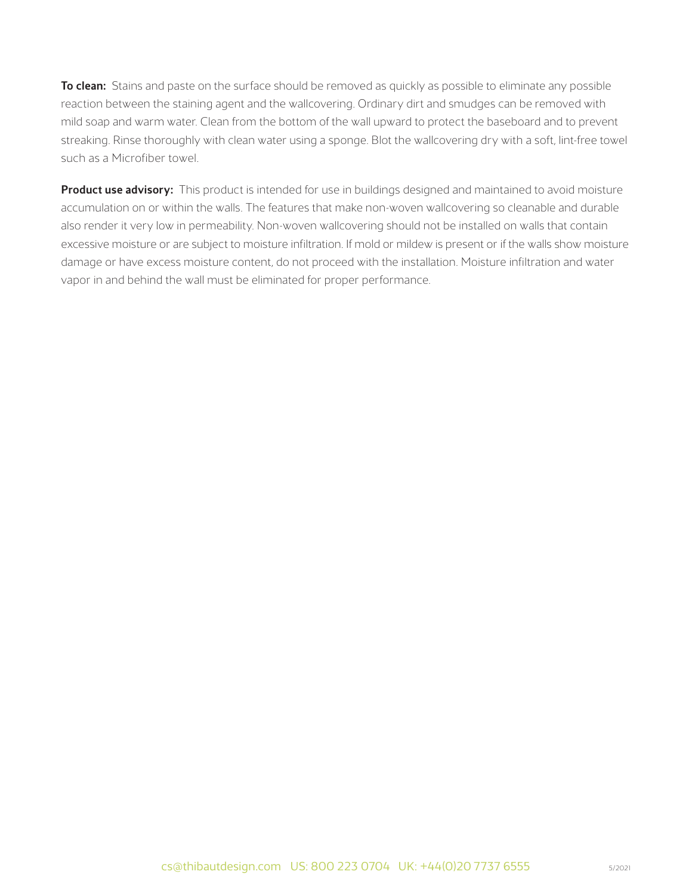**To clean:** Stains and paste on the surface should be removed as quickly as possible to eliminate any possible reaction between the staining agent and the wallcovering. Ordinary dirt and smudges can be removed with mild soap and warm water. Clean from the bottom of the wall upward to protect the baseboard and to prevent streaking. Rinse thoroughly with clean water using a sponge. Blot the wallcovering dry with a soft, lint-free towel such as a Microfiber towel.

**Product use advisory:** This product is intended for use in buildings designed and maintained to avoid moisture accumulation on or within the walls. The features that make non-woven wallcovering so cleanable and durable also render it very low in permeability. Non-woven wallcovering should not be installed on walls that contain excessive moisture or are subject to moisture infiltration. If mold or mildew is present or if the walls show moisture damage or have excess moisture content, do not proceed with the installation. Moisture infiltration and water vapor in and behind the wall must be eliminated for proper performance.

cs@thibautdesign.com US: 800 223 0704 UK: +44(0)20 7737 6555

5/2021